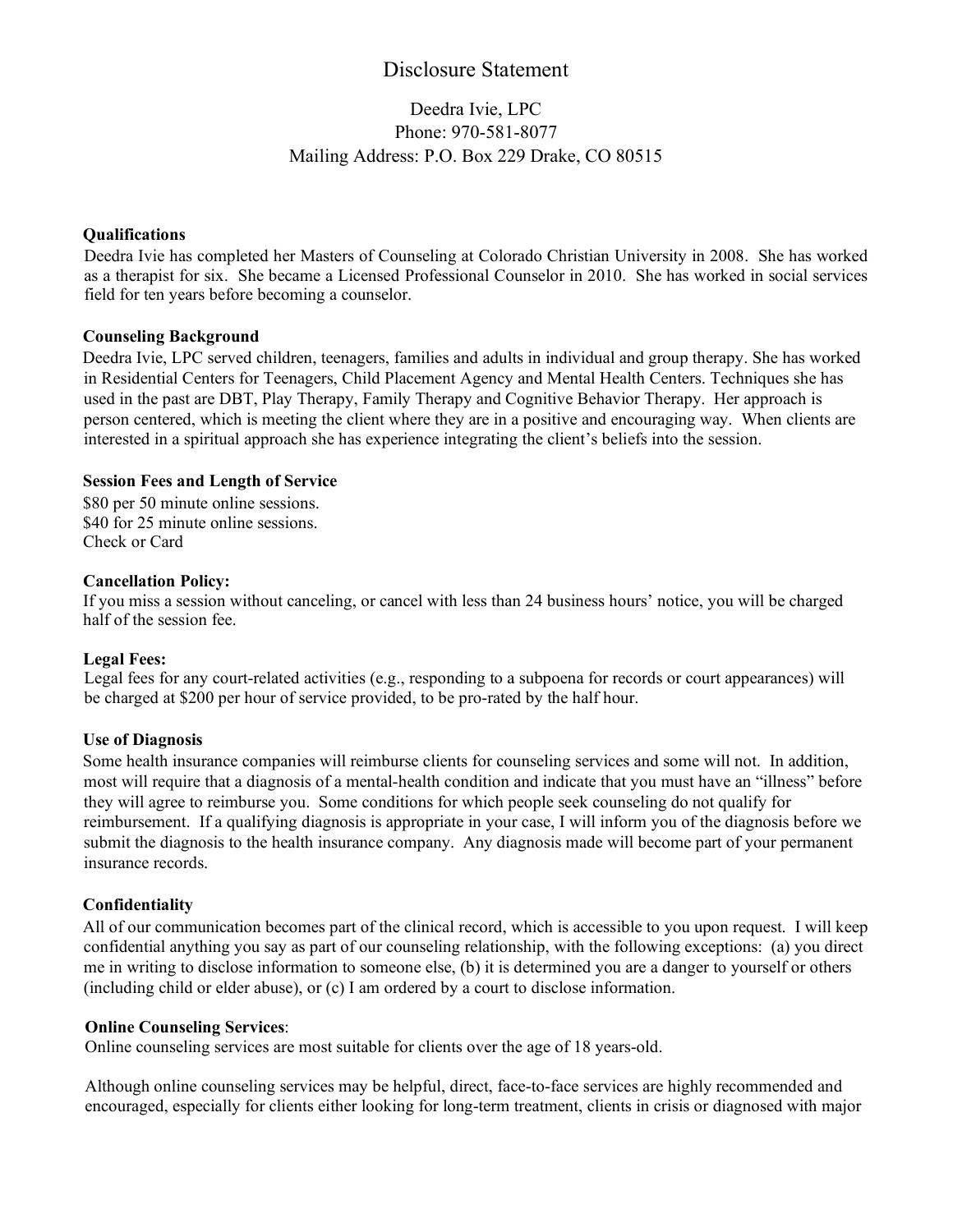# Disclosure Statement

Deedra Ivie, LPC
Phone: 970-581-8077
Mailing Address: P.O. Box 229 Drake, CO 80515

**Qualifications**

Deedra Ivie has completed her Masters of Counseling at Colorado Christian University in 2008. She has worked as a therapist for six. She became a Licensed Professional Counselor in 2010. She has worked in social services field for ten years before becoming a counselor.

**Counseling Background**

Deedra Ivie, LPC served children, teenagers, families and adults in individual and group therapy. She has worked in Residential Centers for Teenagers, Child Placement Agency and Mental Health Centers. Techniques she has used in the past are DBT, Play Therapy, Family Therapy and Cognitive Behavior Therapy. Her approach is person centered, which is meeting the client where they are in a positive and encouraging way. When clients are interested in a spiritual approach she has experience integrating the client's beliefs into the session.

**Session Fees and Length of Service**

$80 per 50 minute online sessions.
$40 for 25 minute online sessions.
Check or Card

**Cancellation Policy:**

If you miss a session without canceling, or cancel with less than 24 business hours' notice, you will be charged half of the session fee.

**Legal Fees:**

Legal fees for any court-related activities (e.g., responding to a subpoena for records or court appearances) will be charged at $200 per hour of service provided, to be pro-rated by the half hour.

**Use of Diagnosis**

Some health insurance companies will reimburse clients for counseling services and some will not. In addition, most will require that a diagnosis of a mental-health condition and indicate that you must have an "illness" before they will agree to reimburse you. Some conditions for which people seek counseling do not qualify for reimbursement. If a qualifying diagnosis is appropriate in your case, I will inform you of the diagnosis before we submit the diagnosis to the health insurance company. Any diagnosis made will become part of your permanent insurance records.

**Confidentiality**

All of our communication becomes part of the clinical record, which is accessible to you upon request. I will keep confidential anything you say as part of our counseling relationship, with the following exceptions: (a) you direct me in writing to disclose information to someone else, (b) it is determined you are a danger to yourself or others (including child or elder abuse), or (c) I am ordered by a court to disclose information.

**Online Counseling Services**:

Online counseling services are most suitable for clients over the age of 18 years-old.

Although online counseling services may be helpful, direct, face-to-face services are highly recommended and encouraged, especially for clients either looking for long-term treatment, clients in crisis or diagnosed with major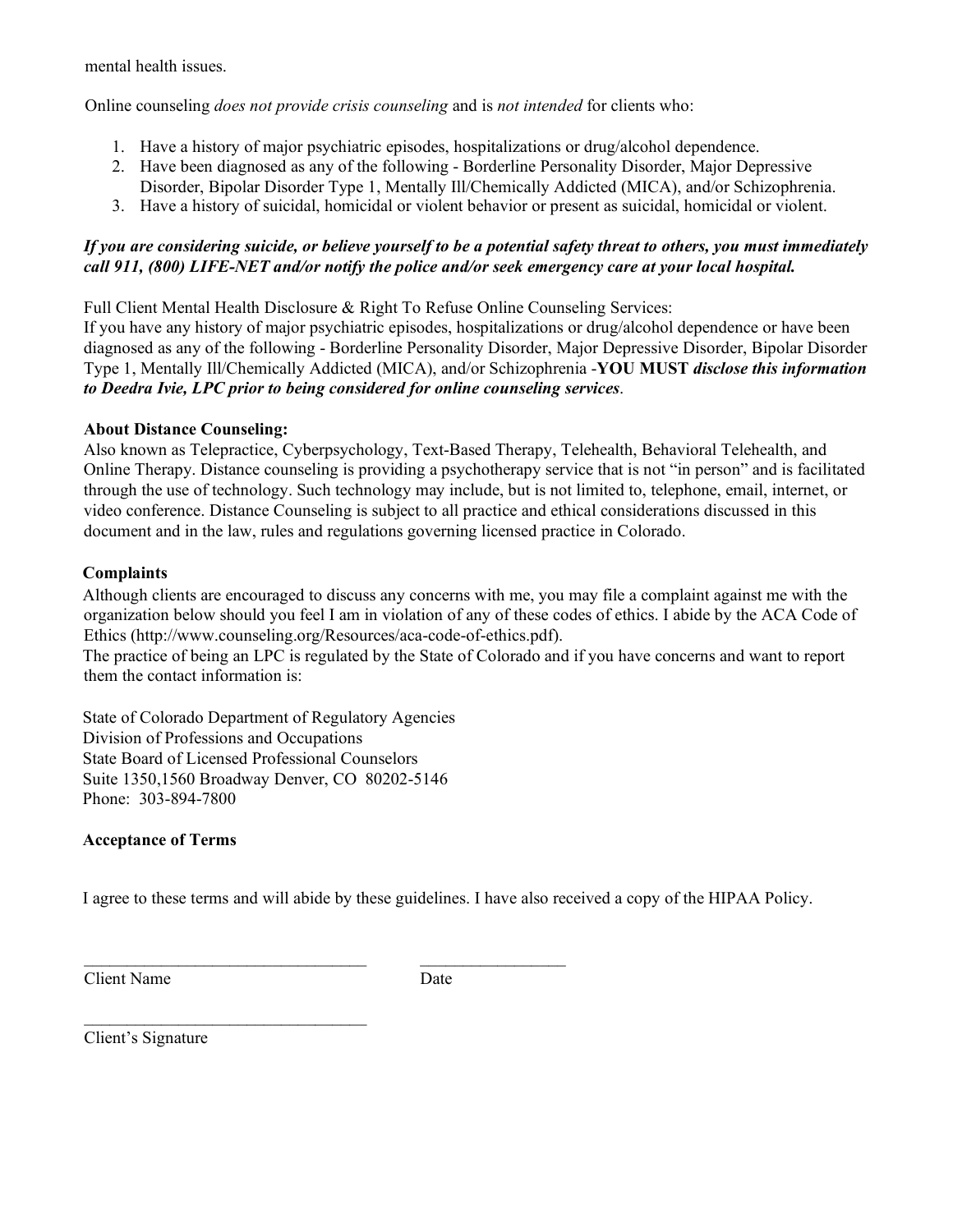mental health issues.

Online counseling *does not provide crisis counseling* and is *not intended* for clients who:

1. Have a history of major psychiatric episodes, hospitalizations or drug/alcohol dependence.
2. Have been diagnosed as any of the following - Borderline Personality Disorder, Major Depressive Disorder, Bipolar Disorder Type 1, Mentally Ill/Chemically Addicted (MICA), and/or Schizophrenia.
3. Have a history of suicidal, homicidal or violent behavior or present as suicidal, homicidal or violent.

***If you are considering suicide, or believe yourself to be a potential safety threat to others, you must immediately call 911, (800) LIFE-NET and/or notify the police and/or seek emergency care at your local hospital.***

Full Client Mental Health Disclosure & Right To Refuse Online Counseling Services:
If you have any history of major psychiatric episodes, hospitalizations or drug/alcohol dependence or have been diagnosed as any of the following - Borderline Personality Disorder, Major Depressive Disorder, Bipolar Disorder Type 1, Mentally Ill/Chemically Addicted (MICA), and/or Schizophrenia -**YOU MUST** ***disclose this information to Deedra Ivie, LPC prior to being considered for online counseling services***.

**About Distance Counseling:**
Also known as Telepractice, Cyberpsychology, Text-Based Therapy, Telehealth, Behavioral Telehealth, and Online Therapy. Distance counseling is providing a psychotherapy service that is not "in person" and is facilitated through the use of technology. Such technology may include, but is not limited to, telephone, email, internet, or video conference. Distance Counseling is subject to all practice and ethical considerations discussed in this document and in the law, rules and regulations governing licensed practice in Colorado.

**Complaints**
Although clients are encouraged to discuss any concerns with me, you may file a complaint against me with the organization below should you feel I am in violation of any of these codes of ethics. I abide by the ACA Code of Ethics (http://www.counseling.org/Resources/aca-code-of-ethics.pdf).
The practice of being an LPC is regulated by the State of Colorado and if you have concerns and want to report them the contact information is:

State of Colorado Department of Regulatory Agencies
Division of Professions and Occupations
State Board of Licensed Professional Counselors
Suite 1350,1560 Broadway Denver, CO 80202-5146
Phone: 303-894-7800

**Acceptance of Terms**

I agree to these terms and will abide by these guidelines. I have also received a copy of the HIPAA Policy.

_________________________________ _________________
Client Name Date

_________________________________
Client's Signature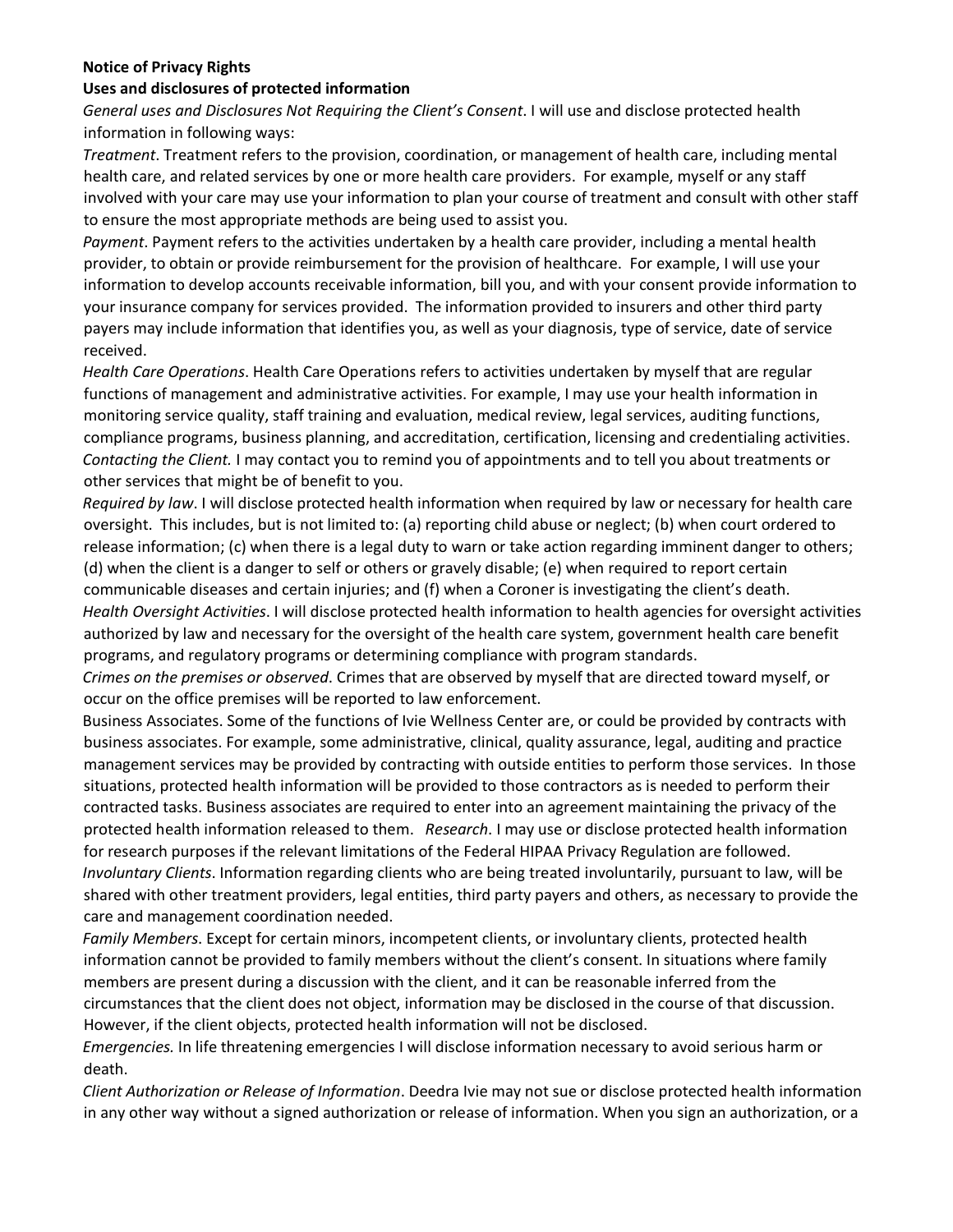**Notice of Privacy Rights**

**Uses and disclosures of protected information**

*General uses and Disclosures Not Requiring the Client's Consent*. I will use and disclose protected health information in following ways:

*Treatment*. Treatment refers to the provision, coordination, or management of health care, including mental health care, and related services by one or more health care providers. For example, myself or any staff involved with your care may use your information to plan your course of treatment and consult with other staff to ensure the most appropriate methods are being used to assist you.

*Payment*. Payment refers to the activities undertaken by a health care provider, including a mental health provider, to obtain or provide reimbursement for the provision of healthcare. For example, I will use your information to develop accounts receivable information, bill you, and with your consent provide information to your insurance company for services provided. The information provided to insurers and other third party payers may include information that identifies you, as well as your diagnosis, type of service, date of service received.

*Health Care Operations*. Health Care Operations refers to activities undertaken by myself that are regular functions of management and administrative activities. For example, I may use your health information in monitoring service quality, staff training and evaluation, medical review, legal services, auditing functions, compliance programs, business planning, and accreditation, certification, licensing and credentialing activities.

*Contacting the Client.* I may contact you to remind you of appointments and to tell you about treatments or other services that might be of benefit to you.

*Required by law*. I will disclose protected health information when required by law or necessary for health care oversight. This includes, but is not limited to: (a) reporting child abuse or neglect; (b) when court ordered to release information; (c) when there is a legal duty to warn or take action regarding imminent danger to others; (d) when the client is a danger to self or others or gravely disable; (e) when required to report certain communicable diseases and certain injuries; and (f) when a Coroner is investigating the client's death.

*Health Oversight Activities*. I will disclose protected health information to health agencies for oversight activities authorized by law and necessary for the oversight of the health care system, government health care benefit programs, and regulatory programs or determining compliance with program standards.

*Crimes on the premises or observed*. Crimes that are observed by myself that are directed toward myself, or occur on the office premises will be reported to law enforcement.

Business Associates. Some of the functions of Ivie Wellness Center are, or could be provided by contracts with business associates. For example, some administrative, clinical, quality assurance, legal, auditing and practice management services may be provided by contracting with outside entities to perform those services. In those situations, protected health information will be provided to those contractors as is needed to perform their contracted tasks. Business associates are required to enter into an agreement maintaining the privacy of the protected health information released to them. *Research*. I may use or disclose protected health information for research purposes if the relevant limitations of the Federal HIPAA Privacy Regulation are followed.

*Involuntary Clients*. Information regarding clients who are being treated involuntarily, pursuant to law, will be shared with other treatment providers, legal entities, third party payers and others, as necessary to provide the care and management coordination needed.

*Family Members*. Except for certain minors, incompetent clients, or involuntary clients, protected health information cannot be provided to family members without the client's consent. In situations where family members are present during a discussion with the client, and it can be reasonable inferred from the circumstances that the client does not object, information may be disclosed in the course of that discussion. However, if the client objects, protected health information will not be disclosed.

*Emergencies.* In life threatening emergencies I will disclose information necessary to avoid serious harm or death.

*Client Authorization or Release of Information*. Deedra Ivie may not sue or disclose protected health information in any other way without a signed authorization or release of information. When you sign an authorization, or a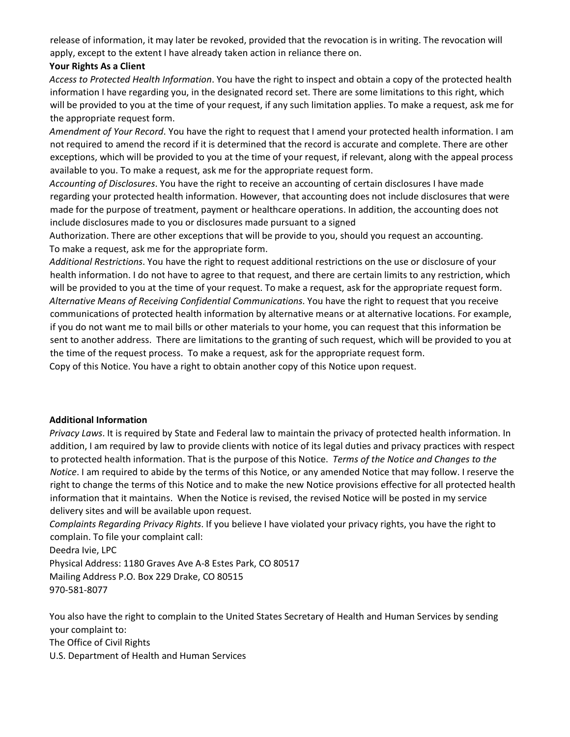release of information, it may later be revoked, provided that the revocation is in writing. The revocation will apply, except to the extent I have already taken action in reliance there on.

**Your Rights As a Client**

*Access to Protected Health Information*. You have the right to inspect and obtain a copy of the protected health information I have regarding you, in the designated record set. There are some limitations to this right, which will be provided to you at the time of your request, if any such limitation applies. To make a request, ask me for the appropriate request form.

*Amendment of Your Record*. You have the right to request that I amend your protected health information. I am not required to amend the record if it is determined that the record is accurate and complete. There are other exceptions, which will be provided to you at the time of your request, if relevant, along with the appeal process available to you. To make a request, ask me for the appropriate request form.

*Accounting of Disclosures*. You have the right to receive an accounting of certain disclosures I have made regarding your protected health information. However, that accounting does not include disclosures that were made for the purpose of treatment, payment or healthcare operations. In addition, the accounting does not include disclosures made to you or disclosures made pursuant to a signed Authorization. There are other exceptions that will be provide to you, should you request an accounting. To make a request, ask me for the appropriate form.

*Additional Restrictions*. You have the right to request additional restrictions on the use or disclosure of your health information. I do not have to agree to that request, and there are certain limits to any restriction, which will be provided to you at the time of your request. To make a request, ask for the appropriate request form.

*Alternative Means of Receiving Confidential Communications.* You have the right to request that you receive communications of protected health information by alternative means or at alternative locations. For example, if you do not want me to mail bills or other materials to your home, you can request that this information be sent to another address. There are limitations to the granting of such request, which will be provided to you at the time of the request process. To make a request, ask for the appropriate request form.

Copy of this Notice. You have a right to obtain another copy of this Notice upon request.

**Additional Information**

*Privacy Laws*. It is required by State and Federal law to maintain the privacy of protected health information. In addition, I am required by law to provide clients with notice of its legal duties and privacy practices with respect to protected health information. That is the purpose of this Notice. *Terms of the Notice and Changes to the Notice*. I am required to abide by the terms of this Notice, or any amended Notice that may follow. I reserve the right to change the terms of this Notice and to make the new Notice provisions effective for all protected health information that it maintains. When the Notice is revised, the revised Notice will be posted in my service delivery sites and will be available upon request.

*Complaints Regarding Privacy Rights*. If you believe I have violated your privacy rights, you have the right to complain. To file your complaint call:

Deedra Ivie, LPC
Physical Address: 1180 Graves Ave A-8 Estes Park, CO 80517
Mailing Address P.O. Box 229 Drake, CO 80515
970-581-8077

You also have the right to complain to the United States Secretary of Health and Human Services by sending your complaint to:

The Office of Civil Rights
U.S. Department of Health and Human Services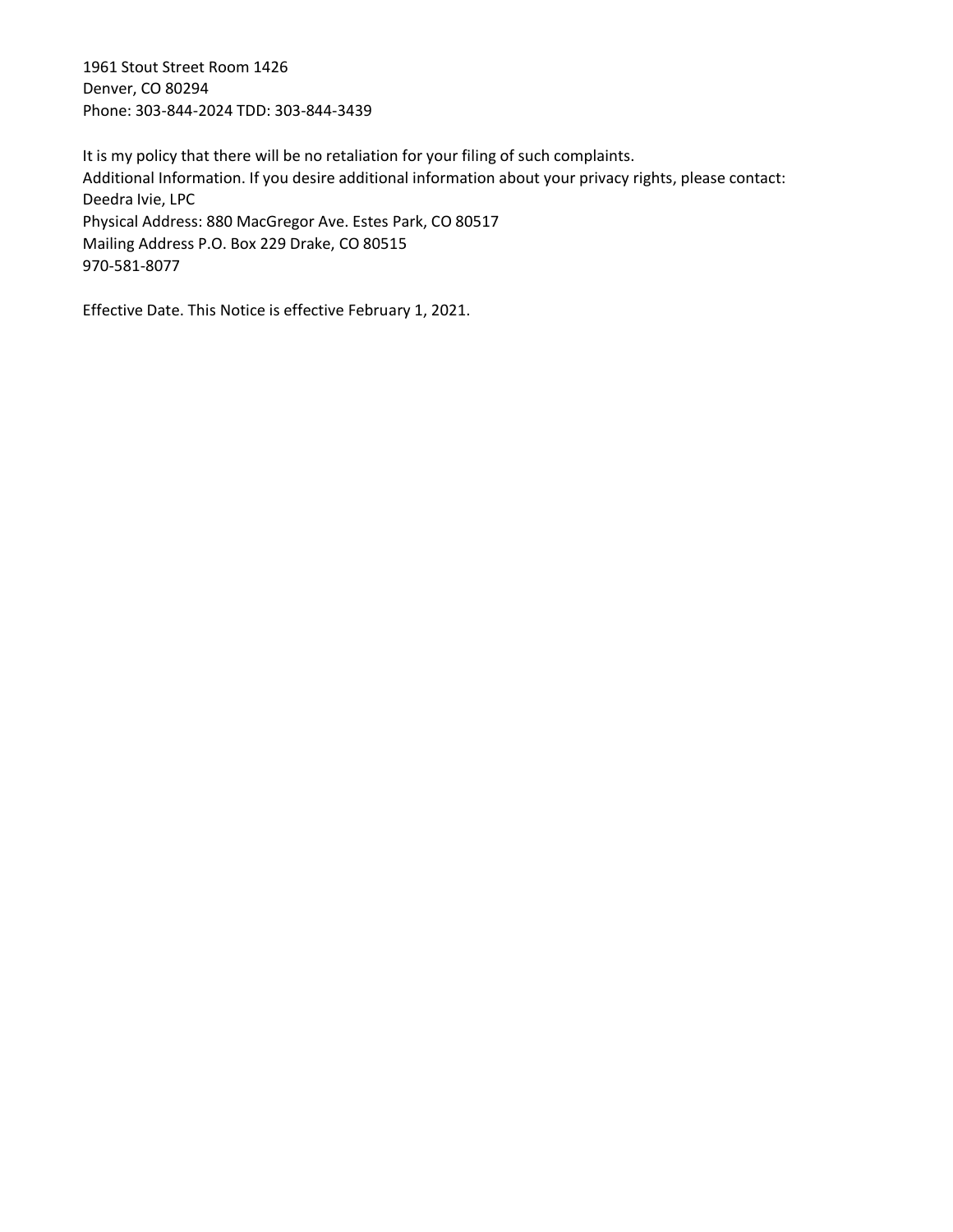1961 Stout Street Room 1426
Denver, CO 80294
Phone: 303-844-2024 TDD: 303-844-3439

It is my policy that there will be no retaliation for your filing of such complaints.
Additional Information. If you desire additional information about your privacy rights, please contact:
Deedra Ivie, LPC
Physical Address: 880 MacGregor Ave. Estes Park, CO 80517
Mailing Address P.O. Box 229 Drake, CO 80515
970-581-8077

Effective Date. This Notice is effective February 1, 2021.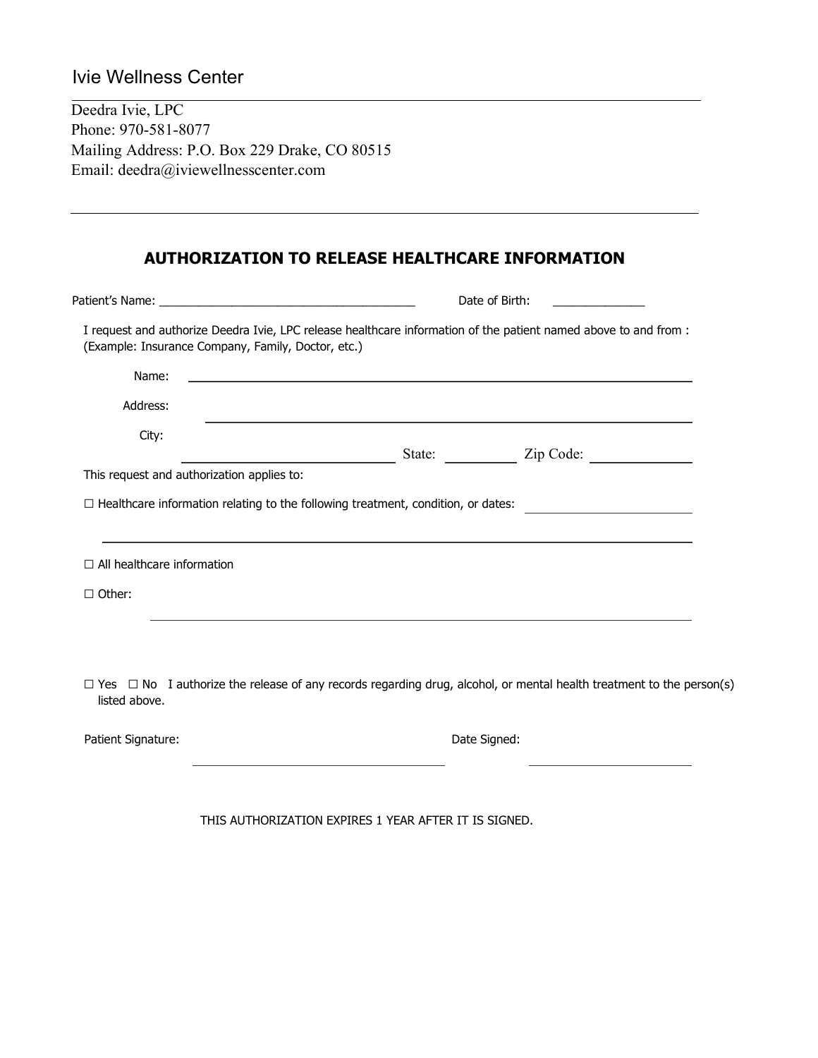Ivie Wellness Center

Deedra Ivie, LPC
Phone: 970-581-8077
Mailing Address: P.O. Box 229 Drake, CO 80515
Email: deedra@iviewellnesscenter.com

## AUTHORIZATION TO RELEASE HEALTHCARE INFORMATION

Patient's Name: ______________________________________ Date of Birth: ______________

I request and authorize Deedra Ivie, LPC release healthcare information of the patient named above to and from : (Example: Insurance Company, Family, Doctor, etc.)

Name: ______________________________________________________________

Address: ______________________________________________________________

City: ______________________________ State: __________ Zip Code: ______________

This request and authorization applies to:

☐ Healthcare information relating to the following treatment, condition, or dates: ______________________

______________________________________________________________

☐ All healthcare information

☐ Other:

______________________________________________________________

☐ Yes ☐ No I authorize the release of any records regarding drug, alcohol, or mental health treatment to the person(s) listed above.

Patient Signature: ______________________________ Date Signed: ______________________

THIS AUTHORIZATION EXPIRES 1 YEAR AFTER IT IS SIGNED.